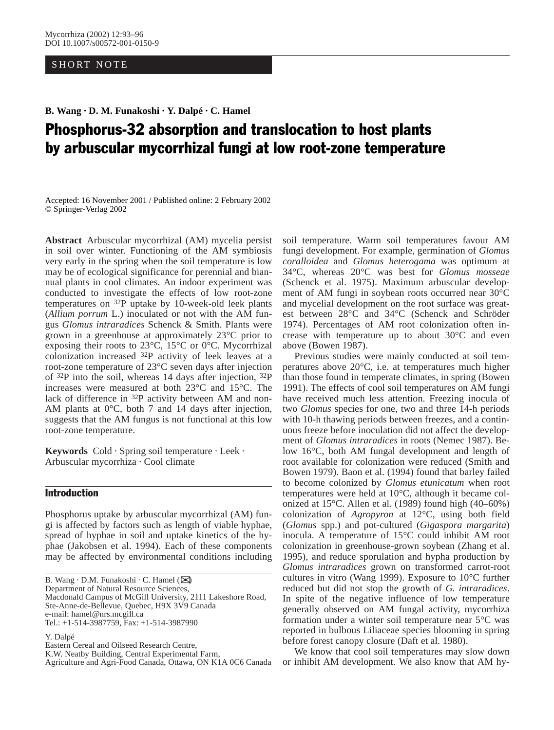SHORT NOTE

**B. Wang · D. M. Funakoshi · Y. Dalpé · C. Hamel**

# Phosphorus-32 absorption and translocation to host plants by arbuscular mycorrhizal fungi at low root-zone temperature

Accepted: 16 November 2001 / Published online: 2 February 2002
© Springer-Verlag 2002

**Abstract** Arbuscular mycorrhizal (AM) mycelia persist in soil over winter. Functioning of the AM symbiosis very early in the spring when the soil temperature is low may be of ecological significance for perennial and biannual plants in cool climates. An indoor experiment was conducted to investigate the effects of low root-zone temperatures on $^{32}$P uptake by 10-week-old leek plants (*Allium porrum* L.) inoculated or not with the AM fungus *Glomus intraradices* Schenck & Smith. Plants were grown in a greenhouse at approximately 23°C prior to exposing their roots to 23°C, 15°C or 0°C. Mycorrhizal colonization increased $^{32}$P activity of leek leaves at a root-zone temperature of 23°C seven days after injection of $^{32}$P into the soil, whereas 14 days after injection, $^{32}$P increases were measured at both 23°C and 15°C. The lack of difference in $^{32}$P activity between AM and non-AM plants at 0°C, both 7 and 14 days after injection, suggests that the AM fungus is not functional at this low root-zone temperature.

**Keywords** Cold · Spring soil temperature · Leek · Arbuscular mycorrhiza · Cool climate

## Introduction

Phosphorus uptake by arbuscular mycorrhizal (AM) fungi is affected by factors such as length of viable hyphae, spread of hyphae in soil and uptake kinetics of the hyphae (Jakobsen et al. 1994). Each of these components may be affected by environmental conditions including soil temperature. Warm soil temperatures favour AM fungi development. For example, germination of *Glomus coralloidea* and *Glomus heterogama* was optimum at 34°C, whereas 20°C was best for *Glomus mosseae* (Schenck et al. 1975). Maximum arbuscular development of AM fungi in soybean roots occurred near 30°C and mycelial development on the root surface was greatest between 28°C and 34°C (Schenck and Schröder 1974). Percentages of AM root colonization often increase with temperature up to about 30°C and even above (Bowen 1987).

Previous studies were mainly conducted at soil temperatures above 20°C, i.e. at temperatures much higher than those found in temperate climates, in spring (Bowen 1991). The effects of cool soil temperatures on AM fungi have received much less attention. Freezing inocula of two *Glomus* species for one, two and three 14-h periods with 10-h thawing periods between freezes, and a continuous freeze before inoculation did not affect the development of *Glomus intraradices* in roots (Nemec 1987). Below 16°C, both AM fungal development and length of root available for colonization were reduced (Smith and Bowen 1979). Baon et al. (1994) found that barley failed to become colonized by *Glomus etunicatum* when root temperatures were held at 10°C, although it became colonized at 15°C. Allen et al. (1989) found high (40–60%) colonization of *Agropyron* at 12°C, using both field (*Glomus* spp.) and pot-cultured (*Gigaspora margarita*) inocula. A temperature of 15°C could inhibit AM root colonization in greenhouse-grown soybean (Zhang et al. 1995), and reduce sporulation and hypha production by *Glomus intraradices* grown on transformed carrot-root cultures in vitro (Wang 1999). Exposure to 10°C further reduced but did not stop the growth of *G. intraradices*. In spite of the negative influence of low temperature generally observed on AM fungal activity, mycorrhiza formation under a winter soil temperature near 5°C was reported in bulbous Liliaceae species blooming in spring before forest canopy closure (Daft et al. 1980).

We know that cool soil temperatures may slow down or inhibit AM development. We also know that AM hy-

B. Wang · D.M. Funakoshi · C. Hamel (✉)
Department of Natural Resource Sciences,
Macdonald Campus of McGill University, 2111 Lakeshore Road,
Ste-Anne-de-Bellevue, Quebec, H9X 3V9 Canada
e-mail: hamel@nrs.mcgill.ca
Tel.: +1-514-3987759, Fax: +1-514-3987990

Y. Dalpé
Eastern Cereal and Oilseed Research Centre,
K.W. Neatby Building, Central Experimental Farm,
Agriculture and Agri-Food Canada, Ottawa, ON K1A 0C6 Canada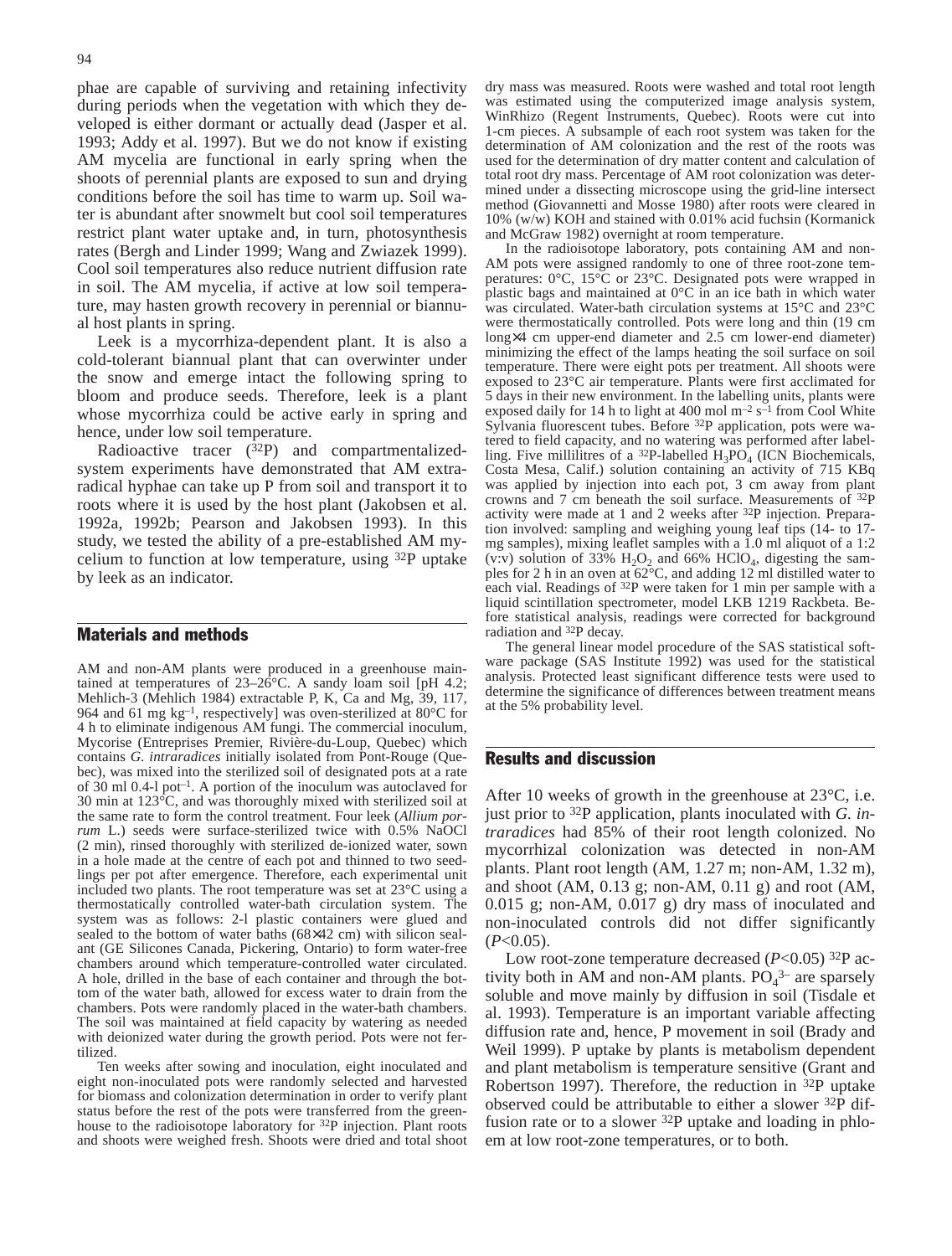phae are capable of surviving and retaining infectivity during periods when the vegetation with which they developed is either dormant or actually dead (Jasper et al. 1993; Addy et al. 1997). But we do not know if existing AM mycelia are functional in early spring when the shoots of perennial plants are exposed to sun and drying conditions before the soil has time to warm up. Soil water is abundant after snowmelt but cool soil temperatures restrict plant water uptake and, in turn, photosynthesis rates (Bergh and Linder 1999; Wang and Zwiazek 1999). Cool soil temperatures also reduce nutrient diffusion rate in soil. The AM mycelia, if active at low soil temperature, may hasten growth recovery in perennial or biannual host plants in spring.

Leek is a mycorrhiza-dependent plant. It is also a cold-tolerant biannual plant that can overwinter under the snow and emerge intact the following spring to bloom and produce seeds. Therefore, leek is a plant whose mycorrhiza could be active early in spring and hence, under low soil temperature.

Radioactive tracer ($^{32}$P) and compartmentalized-system experiments have demonstrated that AM extraradical hyphae can take up P from soil and transport it to roots where it is used by the host plant (Jakobsen et al. 1992a, 1992b; Pearson and Jakobsen 1993). In this study, we tested the ability of a pre-established AM mycelium to function at low temperature, using $^{32}$P uptake by leek as an indicator.

## Materials and methods

AM and non-AM plants were produced in a greenhouse maintained at temperatures of 23–26°C. A sandy loam soil [pH 4.2; Mehlich-3 (Mehlich 1984) extractable P, K, Ca and Mg, 39, 117, 964 and 61 mg kg$^{-1}$, respectively] was oven-sterilized at 80°C for 4 h to eliminate indigenous AM fungi. The commercial inoculum, Mycorise (Entreprises Premier, Rivière-du-Loup, Quebec) which contains *G. intraradices* initially isolated from Pont-Rouge (Quebec), was mixed into the sterilized soil of designated pots at a rate of 30 ml 0.4-l pot$^{-1}$. A portion of the inoculum was autoclaved for 30 min at 123°C, and was thoroughly mixed with sterilized soil at the same rate to form the control treatment. Four leek (*Allium porrum* L.) seeds were surface-sterilized twice with 0.5% NaOCl (2 min), rinsed thoroughly with sterilized de-ionized water, sown in a hole made at the centre of each pot and thinned to two seedlings per pot after emergence. Therefore, each experimental unit included two plants. The root temperature was set at 23°C using a thermostatically controlled water-bath circulation system. The system was as follows: 2-l plastic containers were glued and sealed to the bottom of water baths (68×42 cm) with silicon sealant (GE Silicones Canada, Pickering, Ontario) to form water-free chambers around which temperature-controlled water circulated. A hole, drilled in the base of each container and through the bottom of the water bath, allowed for excess water to drain from the chambers. Pots were randomly placed in the water-bath chambers. The soil was maintained at field capacity by watering as needed with deionized water during the growth period. Pots were not fertilized.

Ten weeks after sowing and inoculation, eight inoculated and eight non-inoculated pots were randomly selected and harvested for biomass and colonization determination in order to verify plant status before the rest of the pots were transferred from the greenhouse to the radioisotope laboratory for $^{32}$P injection. Plant roots and shoots were weighed fresh. Shoots were dried and total shoot dry mass was measured. Roots were washed and total root length was estimated using the computerized image analysis system, WinRhizo (Regent Instruments, Quebec). Roots were cut into 1-cm pieces. A subsample of each root system was taken for the determination of AM colonization and the rest of the roots was used for the determination of dry matter content and calculation of total root dry mass. Percentage of AM root colonization was determined under a dissecting microscope using the grid-line intersect method (Giovannetti and Mosse 1980) after roots were cleared in 10% (w/w) KOH and stained with 0.01% acid fuchsin (Kormanick and McGraw 1982) overnight at room temperature.

In the radioisotope laboratory, pots containing AM and non-AM pots were assigned randomly to one of three root-zone temperatures: 0°C, 15°C or 23°C. Designated pots were wrapped in plastic bags and maintained at 0°C in an ice bath in which water was circulated. Water-bath circulation systems at 15°C and 23°C were thermostatically controlled. Pots were long and thin (19 cm long×4 cm upper-end diameter and 2.5 cm lower-end diameter) minimizing the effect of the lamps heating the soil surface on soil temperature. There were eight pots per treatment. All shoots were exposed to 23°C air temperature. Plants were first acclimated for 5 days in their new environment. In the labelling units, plants were exposed daily for 14 h to light at 400 mol m$^{-2}$ s$^{-1}$ from Cool White Sylvania fluorescent tubes. Before $^{32}$P application, pots were watered to field capacity, and no watering was performed after labelling. Five millilitres of a $^{32}$P-labelled $H_3PO_4$ (ICN Biochemicals, Costa Mesa, Calif.) solution containing an activity of 715 KBq was applied by injection into each pot, 3 cm away from plant crowns and 7 cm beneath the soil surface. Measurements of $^{32}$P activity were made at 1 and 2 weeks after $^{32}$P injection. Preparation involved: sampling and weighing young leaf tips (14- to 17-mg samples), mixing leaflet samples with a 1.0 ml aliquot of a 1:2 (v:v) solution of 33% $H_2O_2$ and 66% $HClO_4$, digesting the samples for 2 h in an oven at 62°C, and adding 12 ml distilled water to each vial. Readings of $^{32}$P were taken for 1 min per sample with a liquid scintillation spectrometer, model LKB 1219 Rackbeta. Before statistical analysis, readings were corrected for background radiation and $^{32}$P decay.

The general linear model procedure of the SAS statistical software package (SAS Institute 1992) was used for the statistical analysis. Protected least significant difference tests were used to determine the significance of differences between treatment means at the 5% probability level.

## Results and discussion

After 10 weeks of growth in the greenhouse at 23°C, i.e. just prior to $^{32}$P application, plants inoculated with *G. intraradices* had 85% of their root length colonized. No mycorrhizal colonization was detected in non-AM plants. Plant root length (AM, 1.27 m; non-AM, 1.32 m), and shoot (AM, 0.13 g; non-AM, 0.11 g) and root (AM, 0.015 g; non-AM, 0.017 g) dry mass of inoculated and non-inoculated controls did not differ significantly ($P$<0.05).

Low root-zone temperature decreased ($P$<0.05) $^{32}$P activity both in AM and non-AM plants. $PO_4^{3-}$ are sparsely soluble and move mainly by diffusion in soil (Tisdale et al. 1993). Temperature is an important variable affecting diffusion rate and, hence, P movement in soil (Brady and Weil 1999). P uptake by plants is metabolism dependent and plant metabolism is temperature sensitive (Grant and Robertson 1997). Therefore, the reduction in $^{32}$P uptake observed could be attributable to either a slower $^{32}$P diffusion rate or to a slower $^{32}$P uptake and loading in phloem at low root-zone temperatures, or to both.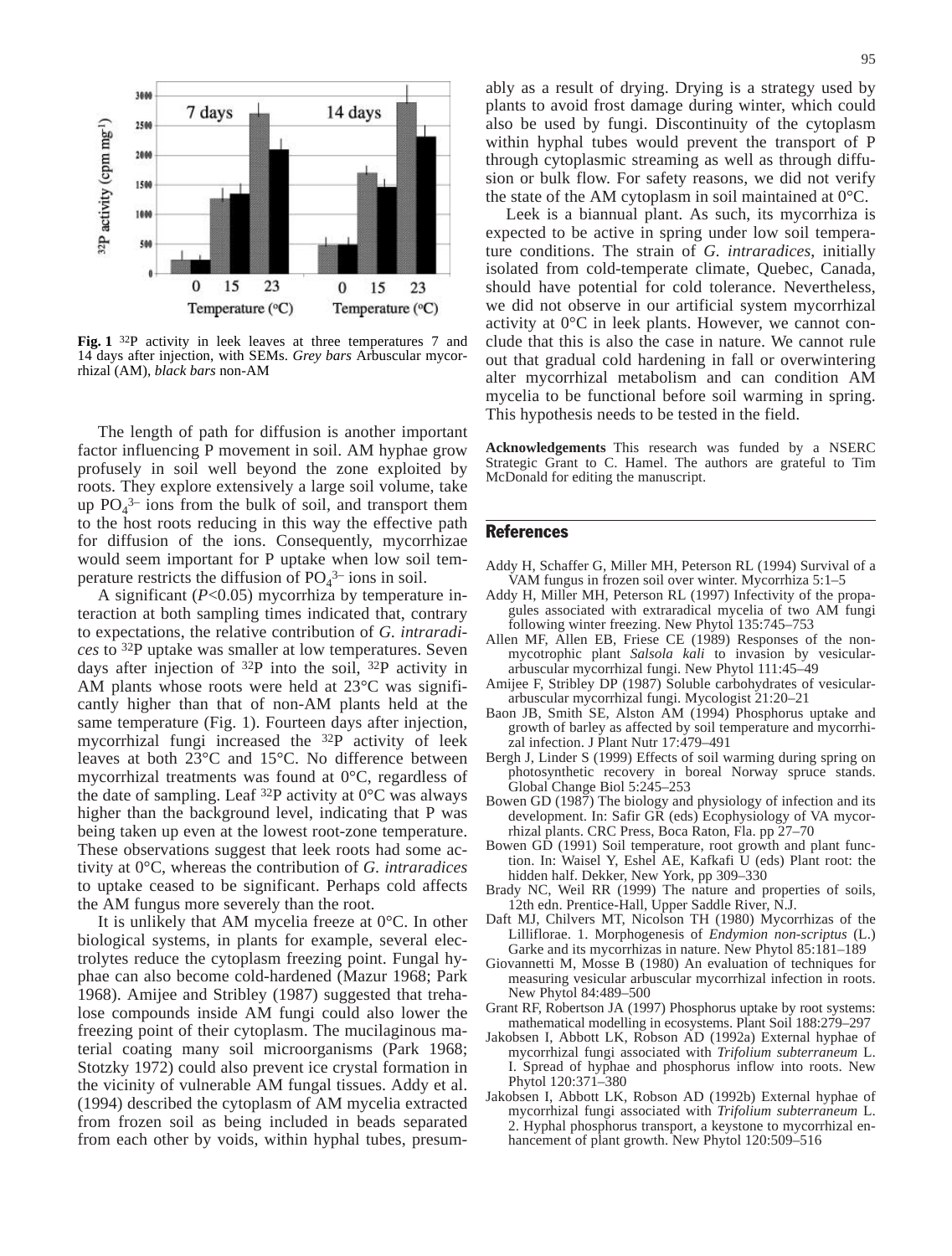3000
2500
2000
1500
1000
500
0

$^{32}$P activity (cpm mg$^{-1}$)

7 days

14 days

0 15 23

Temperature (°C)

0 15 23

Temperature (°C)

**Fig. 1** $^{32}$P activity in leek leaves at three temperatures 7 and 14 days after injection, with SEMs. *Grey bars* Arbuscular mycorrhizal (AM), *black bars* non-AM

The length of path for diffusion is another important factor influencing P movement in soil. AM hyphae grow profusely in soil well beyond the zone exploited by roots. They explore extensively a large soil volume, take up $PO_4^{3-}$ ions from the bulk of soil, and transport them to the host roots reducing in this way the effective path for diffusion of the ions. Consequently, mycorrhizae would seem important for P uptake when low soil temperature restricts the diffusion of $PO_4^{3-}$ ions in soil.

A significant ($P<0.05$) mycorrhiza by temperature interaction at both sampling times indicated that, contrary to expectations, the relative contribution of *G. intraradices* to $^{32}$P uptake was smaller at low temperatures. Seven days after injection of $^{32}$P into the soil, $^{32}$P activity in AM plants whose roots were held at 23°C was significantly higher than that of non-AM plants held at the same temperature (Fig. 1). Fourteen days after injection, mycorrhizal fungi increased the $^{32}$P activity of leek leaves at both 23°C and 15°C. No difference between mycorrhizal treatments was found at 0°C, regardless of the date of sampling. Leaf $^{32}$P activity at 0°C was always higher than the background level, indicating that P was being taken up even at the lowest root-zone temperature. These observations suggest that leek roots had some activity at 0°C, whereas the contribution of *G. intraradices* to uptake ceased to be significant. Perhaps cold affects the AM fungus more severely than the root.

It is unlikely that AM mycelia freeze at 0°C. In other biological systems, in plants for example, several electrolytes reduce the cytoplasm freezing point. Fungal hyphae can also become cold-hardened (Mazur 1968; Park 1968). Amijee and Stribley (1987) suggested that trehalose compounds inside AM fungi could also lower the freezing point of their cytoplasm. The mucilaginous material coating many soil microorganisms (Park 1968; Stotzky 1972) could also prevent ice crystal formation in the vicinity of vulnerable AM fungal tissues. Addy et al. (1994) described the cytoplasm of AM mycelia extracted from frozen soil as being included in beads separated from each other by voids, within hyphal tubes, presumably as a result of drying. Drying is a strategy used by plants to avoid frost damage during winter, which could also be used by fungi. Discontinuity of the cytoplasm within hyphal tubes would prevent the transport of P through cytoplasmic streaming as well as through diffusion or bulk flow. For safety reasons, we did not verify the state of the AM cytoplasm in soil maintained at 0°C.

Leek is a biannual plant. As such, its mycorrhiza is expected to be active in spring under low soil temperature conditions. The strain of *G. intraradices*, initially isolated from cold-temperate climate, Quebec, Canada, should have potential for cold tolerance. Nevertheless, we did not observe in our artificial system mycorrhizal activity at 0°C in leek plants. However, we cannot conclude that this is also the case in nature. We cannot rule out that gradual cold hardening in fall or overwintering alter mycorrhizal metabolism and can condition AM mycelia to be functional before soil warming in spring. This hypothesis needs to be tested in the field.

**Acknowledgements** This research was funded by a NSERC Strategic Grant to C. Hamel. The authors are grateful to Tim McDonald for editing the manuscript.

## References

Addy H, Schaffer G, Miller MH, Peterson RL (1994) Survival of a VAM fungus in frozen soil over winter. Mycorrhiza 5:1–5

Addy H, Miller MH, Peterson RL (1997) Infectivity of the propagules associated with extraradical mycelia of two AM fungi following winter freezing. New Phytol 135:745–753

Allen MF, Allen EB, Friese CE (1989) Responses of the non-mycotrophic plant *Salsola kali* to invasion by vesicular-arbuscular mycorrhizal fungi. New Phytol 111:45–49

Amijee F, Stribley DP (1987) Soluble carbohydrates of vesicular-arbuscular mycorrhizal fungi. Mycologist 21:20–21

Baon JB, Smith SE, Alston AM (1994) Phosphorus uptake and growth of barley as affected by soil temperature and mycorrhizal infection. J Plant Nutr 17:479–491

Bergh J, Linder S (1999) Effects of soil warming during spring on photosynthetic recovery in boreal Norway spruce stands. Global Change Biol 5:245–253

Bowen GD (1987) The biology and physiology of infection and its development. In: Safir GR (eds) Ecophysiology of VA mycorrhizal plants. CRC Press, Boca Raton, Fla. pp 27–70

Bowen GD (1991) Soil temperature, root growth and plant function. In: Waisel Y, Eshel AE, Kafkafi U (eds) Plant root: the hidden half. Dekker, New York, pp 309–330

Brady NC, Weil RR (1999) The nature and properties of soils, 12th edn. Prentice-Hall, Upper Saddle River, N.J.

Daft MJ, Chilvers MT, Nicolson TH (1980) Mycorrhizas of the Lilliflorae. 1. Morphogenesis of *Endymion non-scriptus* (L.) Garke and its mycorrhizas in nature. New Phytol 85:181–189

Giovannetti M, Mosse B (1980) An evaluation of techniques for measuring vesicular arbuscular mycorrhizal infection in roots. New Phytol 84:489–500

Grant RF, Robertson JA (1997) Phosphorus uptake by root systems: mathematical modelling in ecosystems. Plant Soil 188:279–297

Jakobsen I, Abbott LK, Robson AD (1992a) External hyphae of mycorrhizal fungi associated with *Trifolium subterraneum* L. I. Spread of hyphae and phosphorus inflow into roots. New Phytol 120:371–380

Jakobsen I, Abbott LK, Robson AD (1992b) External hyphae of mycorrhizal fungi associated with *Trifolium subterraneum* L. 2. Hyphal phosphorus transport, a keystone to mycorrhizal enhancement of plant growth. New Phytol 120:509–516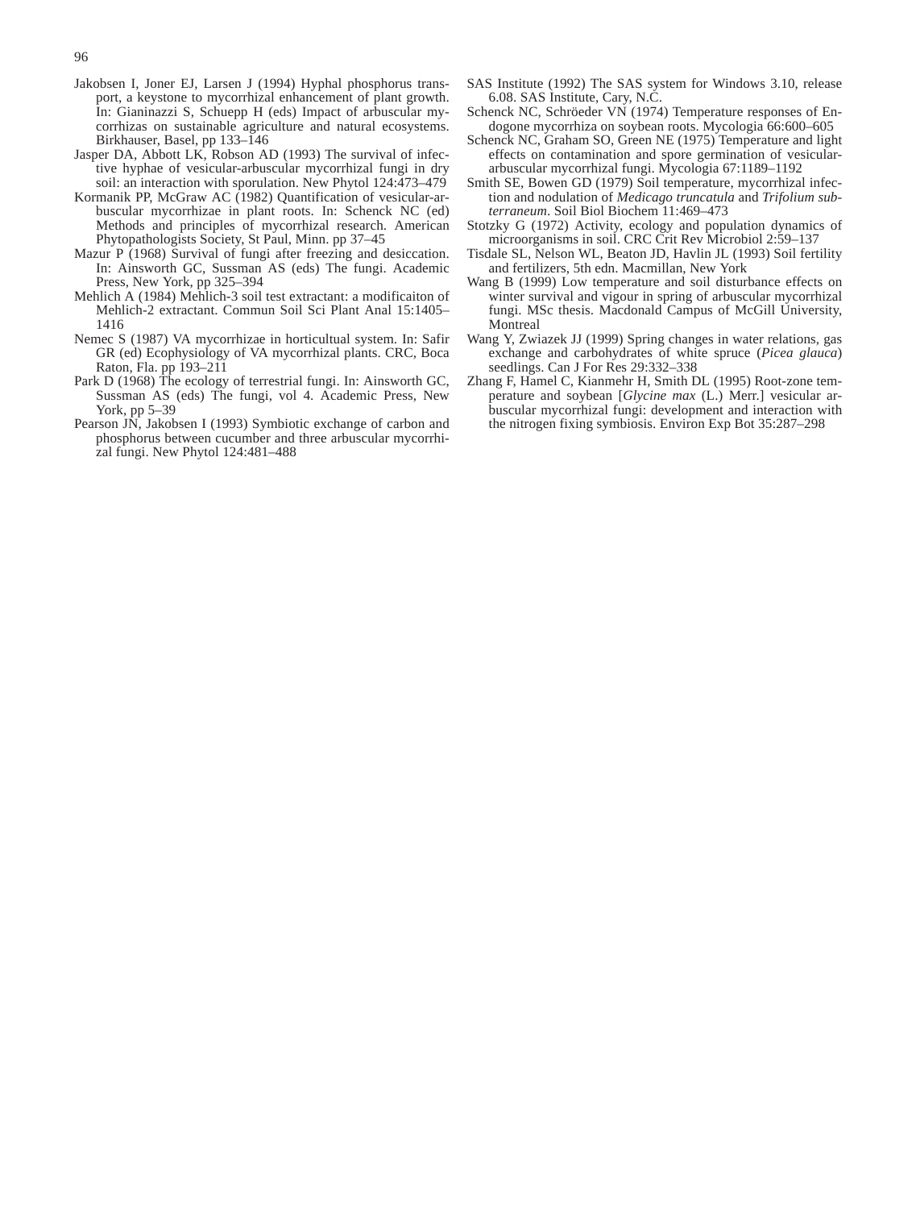Jakobsen I, Joner EJ, Larsen J (1994) Hyphal phosphorus transport, a keystone to mycorrhizal enhancement of plant growth. In: Gianinazzi S, Schuepp H (eds) Impact of arbuscular mycorrhizas on sustainable agriculture and natural ecosystems. Birkhauser, Basel, pp 133–146

Jasper DA, Abbott LK, Robson AD (1993) The survival of infective hyphae of vesicular-arbuscular mycorrhizal fungi in dry soil: an interaction with sporulation. New Phytol 124:473–479

Kormanik PP, McGraw AC (1982) Quantification of vesicular-arbuscular mycorrhizae in plant roots. In: Schenck NC (ed) Methods and principles of mycorrhizal research. American Phytopathologists Society, St Paul, Minn. pp 37–45

Mazur P (1968) Survival of fungi after freezing and desiccation. In: Ainsworth GC, Sussman AS (eds) The fungi. Academic Press, New York, pp 325–394

Mehlich A (1984) Mehlich-3 soil test extractant: a modificaiton of Mehlich-2 extractant. Commun Soil Sci Plant Anal 15:1405–1416

Nemec S (1987) VA mycorrhizae in horticultual system. In: Safir GR (ed) Ecophysiology of VA mycorrhizal plants. CRC, Boca Raton, Fla. pp 193–211

Park D (1968) The ecology of terrestrial fungi. In: Ainsworth GC, Sussman AS (eds) The fungi, vol 4. Academic Press, New York, pp 5–39

Pearson JN, Jakobsen I (1993) Symbiotic exchange of carbon and phosphorus between cucumber and three arbuscular mycorrhizal fungi. New Phytol 124:481–488

SAS Institute (1992) The SAS system for Windows 3.10, release 6.08. SAS Institute, Cary, N.C.

Schenck NC, Schröeder VN (1974) Temperature responses of Endogone mycorrhiza on soybean roots. Mycologia 66:600–605

Schenck NC, Graham SO, Green NE (1975) Temperature and light effects on contamination and spore germination of vesicular-arbuscular mycorrhizal fungi. Mycologia 67:1189–1192

Smith SE, Bowen GD (1979) Soil temperature, mycorrhizal infection and nodulation of *Medicago truncatula* and *Trifolium subterraneum*. Soil Biol Biochem 11:469–473

Stotzky G (1972) Activity, ecology and population dynamics of microorganisms in soil. CRC Crit Rev Microbiol 2:59–137

Tisdale SL, Nelson WL, Beaton JD, Havlin JL (1993) Soil fertility and fertilizers, 5th edn. Macmillan, New York

Wang B (1999) Low temperature and soil disturbance effects on winter survival and vigour in spring of arbuscular mycorrhizal fungi. MSc thesis. Macdonald Campus of McGill University, Montreal

Wang Y, Zwiazek JJ (1999) Spring changes in water relations, gas exchange and carbohydrates of white spruce (*Picea glauca*) seedlings. Can J For Res 29:332–338

Zhang F, Hamel C, Kianmehr H, Smith DL (1995) Root-zone temperature and soybean [*Glycine max* (L.) Merr.] vesicular arbuscular mycorrhizal fungi: development and interaction with the nitrogen fixing symbiosis. Environ Exp Bot 35:287–298